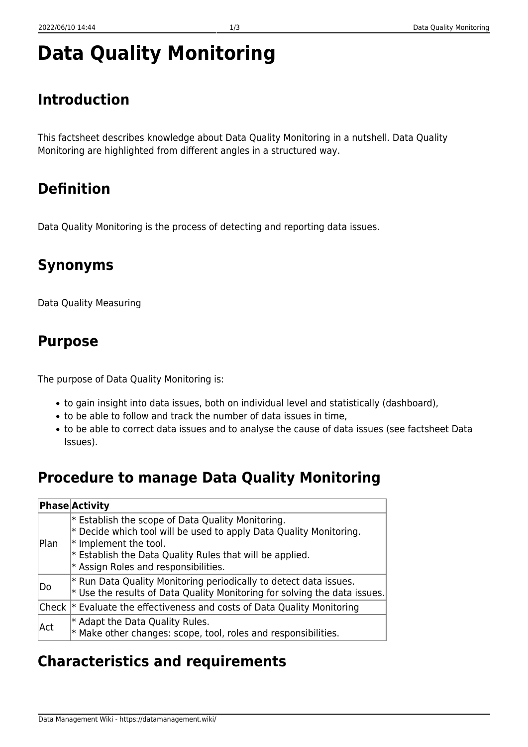# Data Quality Monitoring

## Introduction

This factsheet describes knowledge about Data Quality Monitoring in a nutshell. Data Quality Monitoring are highlighted from different angles in a structured way.

## Definition

Data Quality Monitoring is the process of detecting and reporting data issues.

## Synonyms

Data Quality Measuring

## Purpose

The purpose of Data Quality Monitoring is:

- to gain insight into data issues, both on individual level and statistically (dashboard),
- to be able to follow and track the number of data issues in time,
- to be able to correct data issues and to analyse the cause of data issues (see factsheet Data Issues).

## Procedure to manage Data Quality Monitoring

| Phase | Activity |
| --- | --- |
| Plan | * Establish the scope of Data Quality Monitoring.<br>* Decide which tool will be used to apply Data Quality Monitoring.<br>* Implement the tool.<br>* Establish the Data Quality Rules that will be applied.<br>* Assign Roles and responsibilities. |
| Do | * Run Data Quality Monitoring periodically to detect data issues.<br>* Use the results of Data Quality Monitoring for solving the data issues. |
| Check | * Evaluate the effectiveness and costs of Data Quality Monitoring |
| Act | * Adapt the Data Quality Rules.<br>* Make other changes: scope, tool, roles and responsibilities. |

## Characteristics and requirements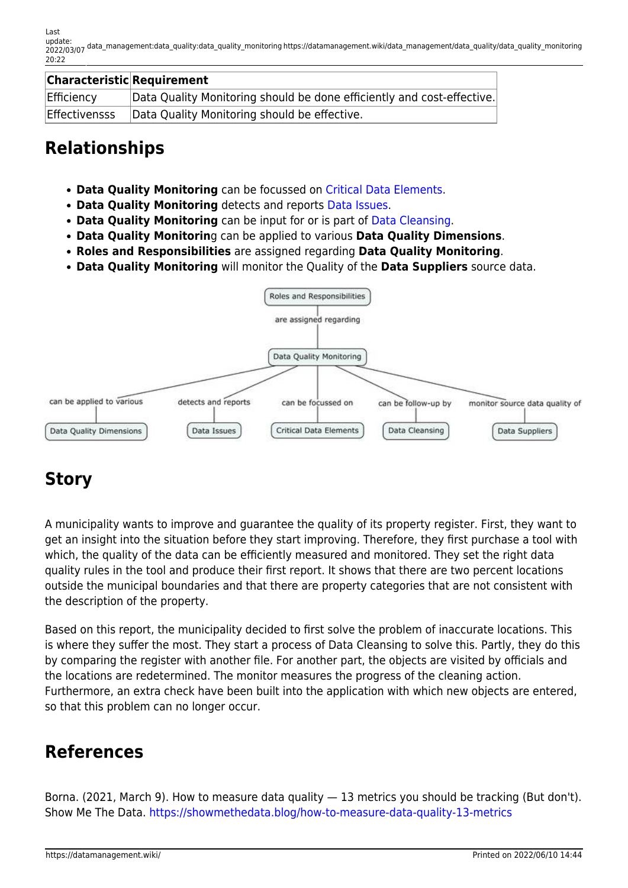| Characteristic | Requirement |
| --- | --- |
| Efficiency | Data Quality Monitoring should be done efficiently and cost-effective. |
| Effectivenssss | Data Quality Monitoring should be effective. |

## Relationships

- **Data Quality Monitoring** can be focussed on Critical Data Elements.
- **Data Quality Monitoring** detects and reports Data Issues.
- **Data Quality Monitoring** can be input for or is part of Data Cleansing.
- **Data Quality Monitoring** can be applied to various **Data Quality Dimensions**.
- **Roles and Responsibilities** are assigned regarding **Data Quality Monitoring**.
- **Data Quality Monitoring** will monitor the Quality of the **Data Suppliers** source data.

## Story

A municipality wants to improve and guarantee the quality of its property register. First, they want to get an insight into the situation before they start improving. Therefore, they first purchase a tool with which, the quality of the data can be efficiently measured and monitored. They set the right data quality rules in the tool and produce their first report. It shows that there are two percent locations outside the municipal boundaries and that there are property categories that are not consistent with the description of the property.

Based on this report, the municipality decided to first solve the problem of inaccurate locations. This is where they suffer the most. They start a process of Data Cleansing to solve this. Partly, they do this by comparing the register with another file. For another part, the objects are visited by officials and the locations are redetermined. The monitor measures the progress of the cleaning action. Furthermore, an extra check have been built into the application with which new objects are entered, so that this problem can no longer occur.

## References

Borna. (2021, March 9). How to measure data quality — 13 metrics you should be tracking (But don't). Show Me The Data. https://showmethedata.blog/how-to-measure-data-quality-13-metrics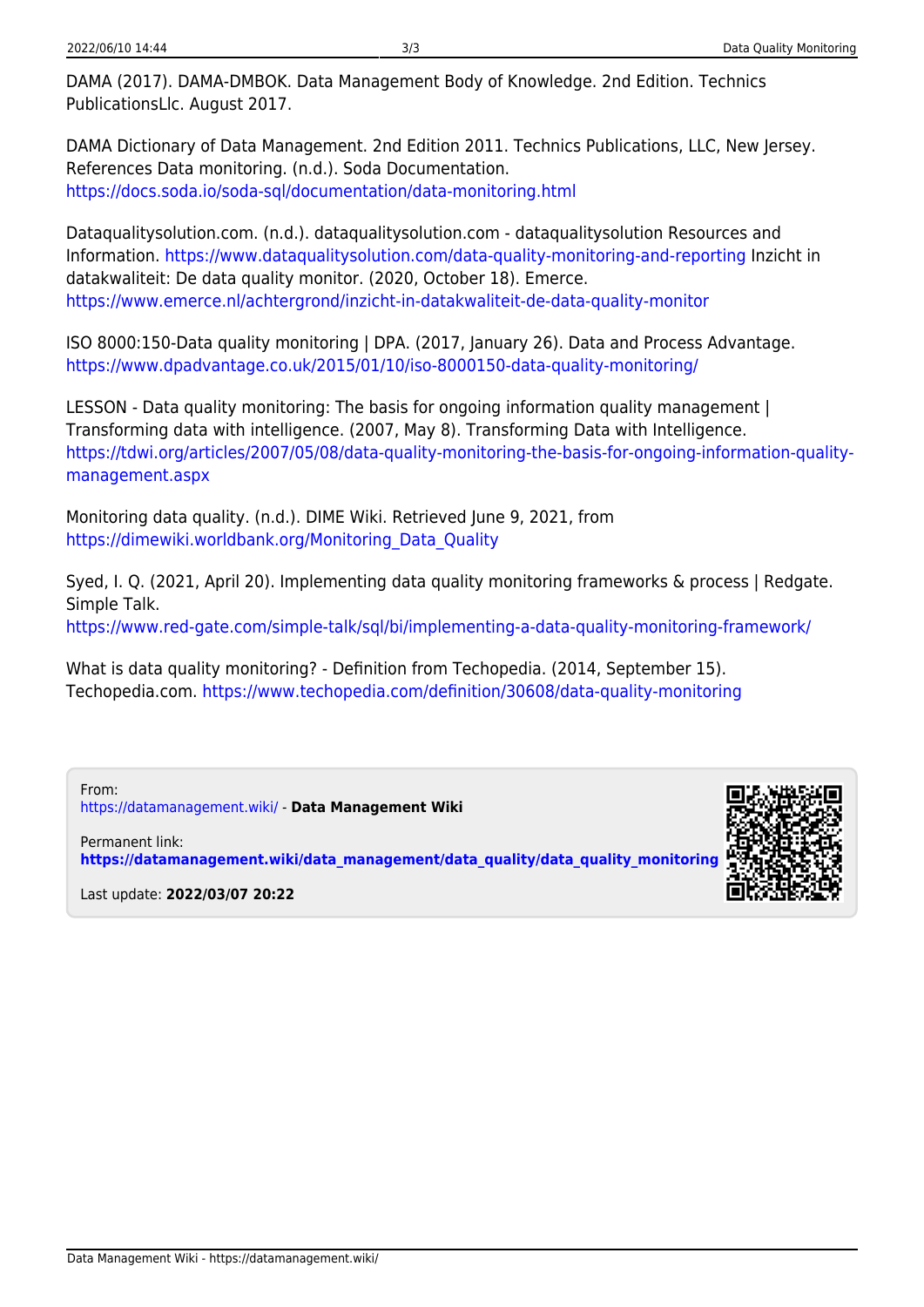DAMA (2017). DAMA-DMBOK. Data Management Body of Knowledge. 2nd Edition. Technics PublicationsLlc. August 2017.

DAMA Dictionary of Data Management. 2nd Edition 2011. Technics Publications, LLC, New Jersey. References Data monitoring. (n.d.). Soda Documentation. https://docs.soda.io/soda-sql/documentation/data-monitoring.html

Dataqualitysolution.com. (n.d.). dataqualitysolution.com - dataqualitysolution Resources and Information. https://www.dataqualitysolution.com/data-quality-monitoring-and-reporting Inzicht in datakwaliteit: De data quality monitor. (2020, October 18). Emerce. https://www.emerce.nl/achtergrond/inzicht-in-datakwaliteit-de-data-quality-monitor

ISO 8000:150-Data quality monitoring | DPA. (2017, January 26). Data and Process Advantage. https://www.dpadvantage.co.uk/2015/01/10/iso-8000150-data-quality-monitoring/

LESSON - Data quality monitoring: The basis for ongoing information quality management | Transforming data with intelligence. (2007, May 8). Transforming Data with Intelligence. https://tdwi.org/articles/2007/05/08/data-quality-monitoring-the-basis-for-ongoing-information-quality-management.aspx

Monitoring data quality. (n.d.). DIME Wiki. Retrieved June 9, 2021, from https://dimewiki.worldbank.org/Monitoring_Data_Quality

Syed, I. Q. (2021, April 20). Implementing data quality monitoring frameworks & process | Redgate. Simple Talk. https://www.red-gate.com/simple-talk/sql/bi/implementing-a-data-quality-monitoring-framework/

What is data quality monitoring? - Definition from Techopedia. (2014, September 15). Techopedia.com. https://www.techopedia.com/definition/30608/data-quality-monitoring

From:
https://datamanagement.wiki/ - **Data Management Wiki**

Permanent link:
**https://datamanagement.wiki/data_management/data_quality/data_quality_monitoring**

Last update: **2022/03/07 20:22**